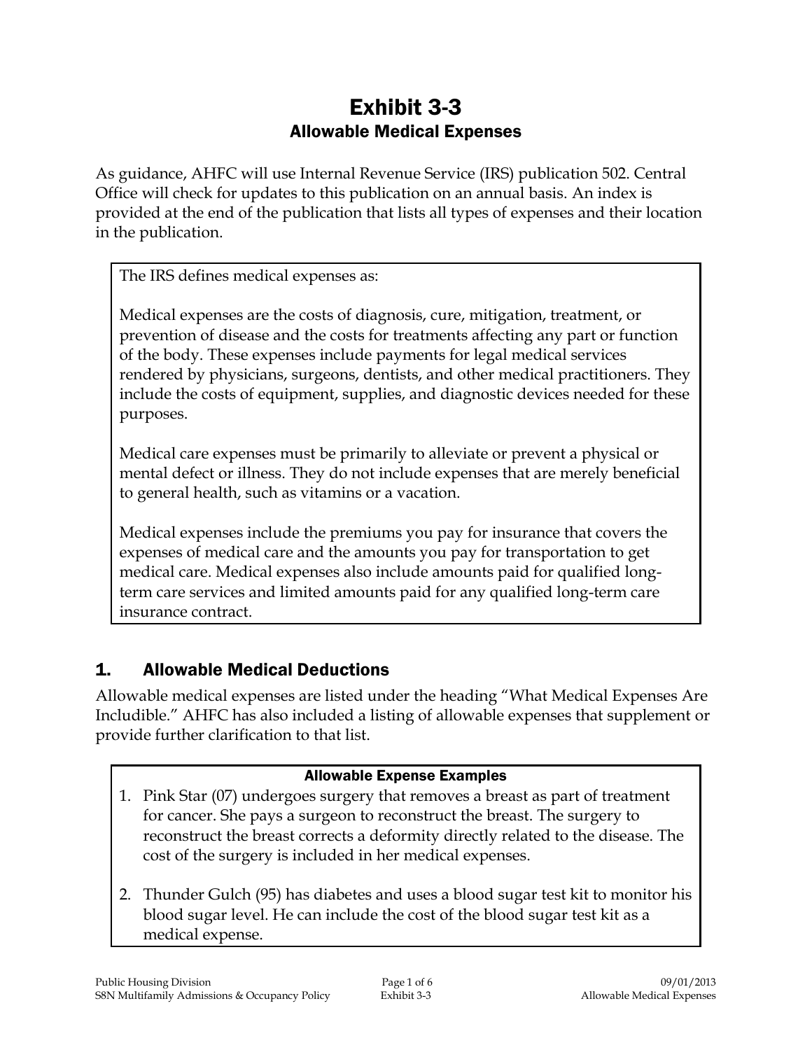# Exhibit 3-3

## Allowable Medical Expenses

As guidance, AHFC will use Internal Revenue Service (IRS) publication 502. Central Office will check for updates to this publication on an annual basis. An index is provided at the end of the publication that lists all types of expenses and their location in the publication.

> The IRS defines medical expenses as:
>
> Medical expenses are the costs of diagnosis, cure, mitigation, treatment, or prevention of disease and the costs for treatments affecting any part or function of the body. These expenses include payments for legal medical services rendered by physicians, surgeons, dentists, and other medical practitioners. They include the costs of equipment, supplies, and diagnostic devices needed for these purposes.
>
> Medical care expenses must be primarily to alleviate or prevent a physical or mental defect or illness. They do not include expenses that are merely beneficial to general health, such as vitamins or a vacation.
>
> Medical expenses include the premiums you pay for insurance that covers the expenses of medical care and the amounts you pay for transportation to get medical care. Medical expenses also include amounts paid for qualified long-term care services and limited amounts paid for any qualified long-term care insurance contract.

## 1. Allowable Medical Deductions

Allowable medical expenses are listed under the heading "What Medical Expenses Are Includible." AHFC has also included a listing of allowable expenses that supplement or provide further clarification to that list.

**Allowable Expense Examples**

1. Pink Star (07) undergoes surgery that removes a breast as part of treatment for cancer. She pays a surgeon to reconstruct the breast. The surgery to reconstruct the breast corrects a deformity directly related to the disease. The cost of the surgery is included in her medical expenses.
2. Thunder Gulch (95) has diabetes and uses a blood sugar test kit to monitor his blood sugar level. He can include the cost of the blood sugar test kit as a medical expense.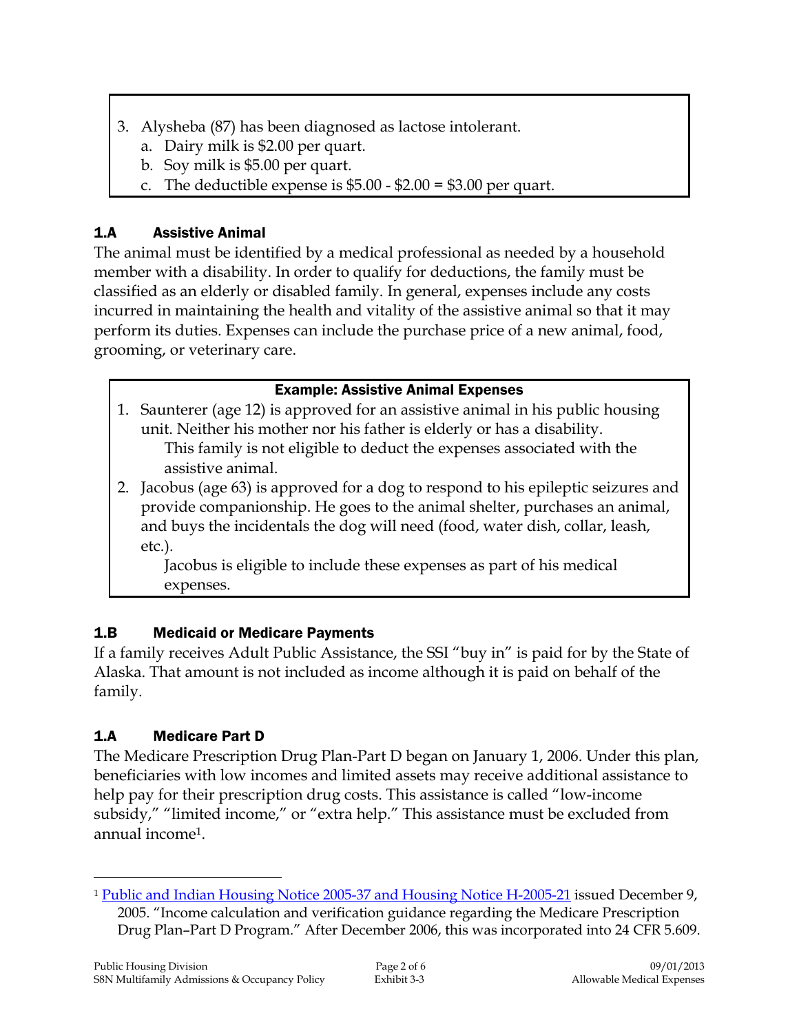3. Alysheba (87) has been diagnosed as lactose intolerant.
   a. Dairy milk is $2.00 per quart.
   b. Soy milk is $5.00 per quart.
   c. The deductible expense is $5.00 - $2.00 = $3.00 per quart.

### 1.A Assistive Animal

The animal must be identified by a medical professional as needed by a household member with a disability. In order to qualify for deductions, the family must be classified as an elderly or disabled family. In general, expenses include any costs incurred in maintaining the health and vitality of the assistive animal so that it may perform its duties. Expenses can include the purchase price of a new animal, food, grooming, or veterinary care.

**Example: Assistive Animal Expenses**

1. Saunterer (age 12) is approved for an assistive animal in his public housing unit. Neither his mother nor his father is elderly or has a disability.
   This family is not eligible to deduct the expenses associated with the assistive animal.
2. Jacobus (age 63) is approved for a dog to respond to his epileptic seizures and provide companionship. He goes to the animal shelter, purchases an animal, and buys the incidentals the dog will need (food, water dish, collar, leash, etc.).
   Jacobus is eligible to include these expenses as part of his medical expenses.

### 1.B Medicaid or Medicare Payments

If a family receives Adult Public Assistance, the SSI "buy in" is paid for by the State of Alaska. That amount is not included as income although it is paid on behalf of the family.

### 1.A Medicare Part D

The Medicare Prescription Drug Plan-Part D began on January 1, 2006. Under this plan, beneficiaries with low incomes and limited assets may receive additional assistance to help pay for their prescription drug costs. This assistance is called "low-income subsidy," "limited income," or "extra help." This assistance must be excluded from annual income[1].

[1] Public and Indian Housing Notice 2005-37 and Housing Notice H-2005-21 issued December 9, 2005. "Income calculation and verification guidance regarding the Medicare Prescription Drug Plan–Part D Program." After December 2006, this was incorporated into 24 CFR 5.609.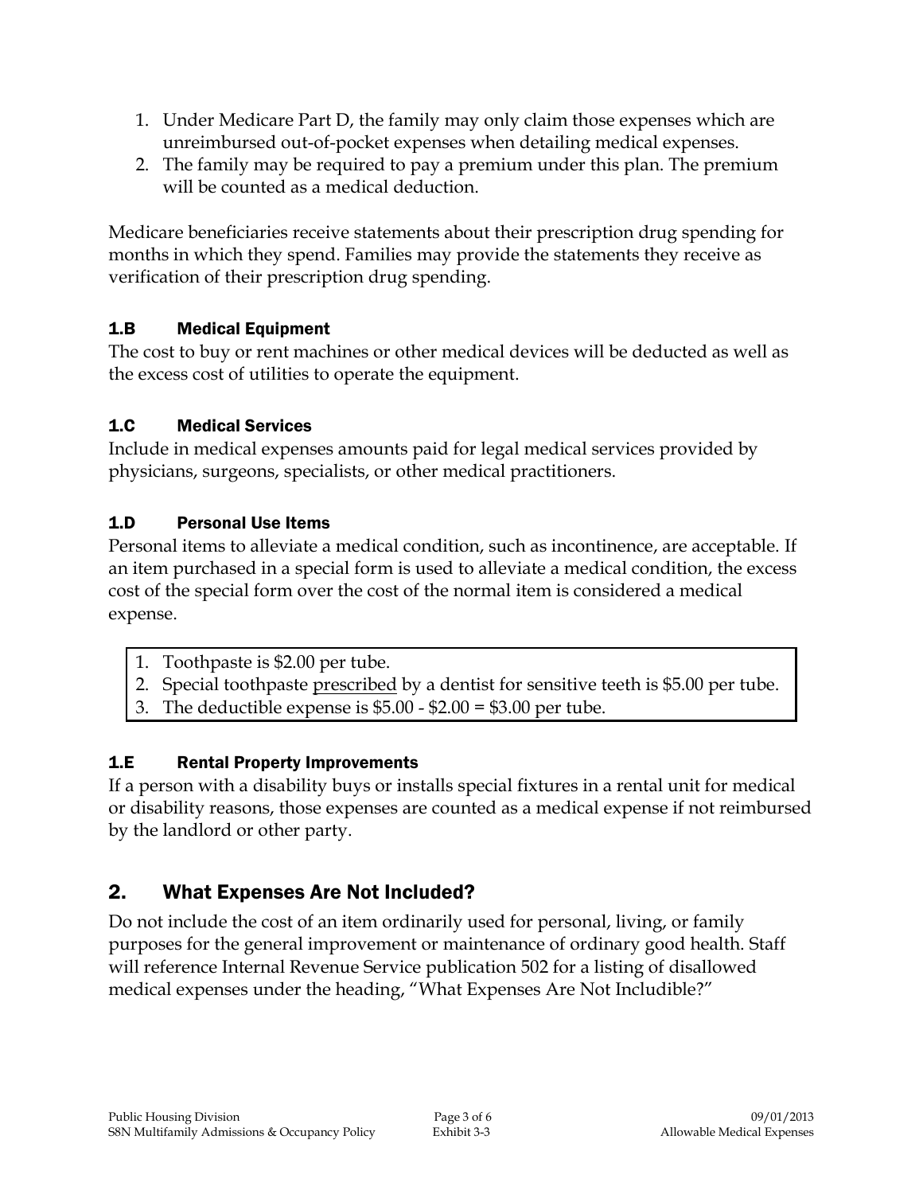1. Under Medicare Part D, the family may only claim those expenses which are unreimbursed out-of-pocket expenses when detailing medical expenses.
2. The family may be required to pay a premium under this plan. The premium will be counted as a medical deduction.

Medicare beneficiaries receive statements about their prescription drug spending for months in which they spend. Families may provide the statements they receive as verification of their prescription drug spending.

### 1.B Medical Equipment

The cost to buy or rent machines or other medical devices will be deducted as well as the excess cost of utilities to operate the equipment.

### 1.C Medical Services

Include in medical expenses amounts paid for legal medical services provided by physicians, surgeons, specialists, or other medical practitioners.

### 1.D Personal Use Items

Personal items to alleviate a medical condition, such as incontinence, are acceptable. If an item purchased in a special form is used to alleviate a medical condition, the excess cost of the special form over the cost of the normal item is considered a medical expense.

1. Toothpaste is $2.00 per tube.
2. Special toothpaste <u>prescribed</u> by a dentist for sensitive teeth is $5.00 per tube.
3. The deductible expense is $5.00 - $2.00 = $3.00 per tube.

### 1.E Rental Property Improvements

If a person with a disability buys or installs special fixtures in a rental unit for medical or disability reasons, those expenses are counted as a medical expense if not reimbursed by the landlord or other party.

## 2. What Expenses Are Not Included?

Do not include the cost of an item ordinarily used for personal, living, or family purposes for the general improvement or maintenance of ordinary good health. Staff will reference Internal Revenue Service publication 502 for a listing of disallowed medical expenses under the heading, "What Expenses Are Not Includible?"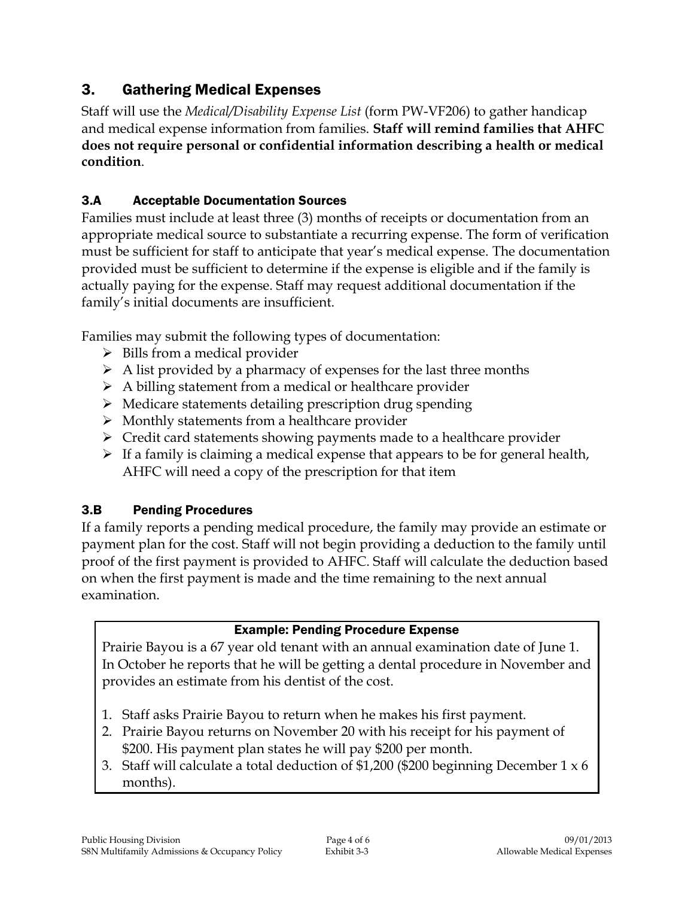## 3. Gathering Medical Expenses

Staff will use the *Medical/Disability Expense List* (form PW-VF206) to gather handicap and medical expense information from families. **Staff will remind families that AHFC does not require personal or confidential information describing a health or medical condition**.

### 3.A Acceptable Documentation Sources

Families must include at least three (3) months of receipts or documentation from an appropriate medical source to substantiate a recurring expense. The form of verification must be sufficient for staff to anticipate that year's medical expense. The documentation provided must be sufficient to determine if the expense is eligible and if the family is actually paying for the expense. Staff may request additional documentation if the family's initial documents are insufficient.

Families may submit the following types of documentation:

- Bills from a medical provider
- A list provided by a pharmacy of expenses for the last three months
- A billing statement from a medical or healthcare provider
- Medicare statements detailing prescription drug spending
- Monthly statements from a healthcare provider
- Credit card statements showing payments made to a healthcare provider
- If a family is claiming a medical expense that appears to be for general health, AHFC will need a copy of the prescription for that item

### 3.B Pending Procedures

If a family reports a pending medical procedure, the family may provide an estimate or payment plan for the cost. Staff will not begin providing a deduction to the family until proof of the first payment is provided to AHFC. Staff will calculate the deduction based on when the first payment is made and the time remaining to the next annual examination.

**Example: Pending Procedure Expense**

Prairie Bayou is a 67 year old tenant with an annual examination date of June 1. In October he reports that he will be getting a dental procedure in November and provides an estimate from his dentist of the cost.

1. Staff asks Prairie Bayou to return when he makes his first payment.
2. Prairie Bayou returns on November 20 with his receipt for his payment of $200. His payment plan states he will pay $200 per month.
3. Staff will calculate a total deduction of $1,200 ($200 beginning December 1 x 6 months).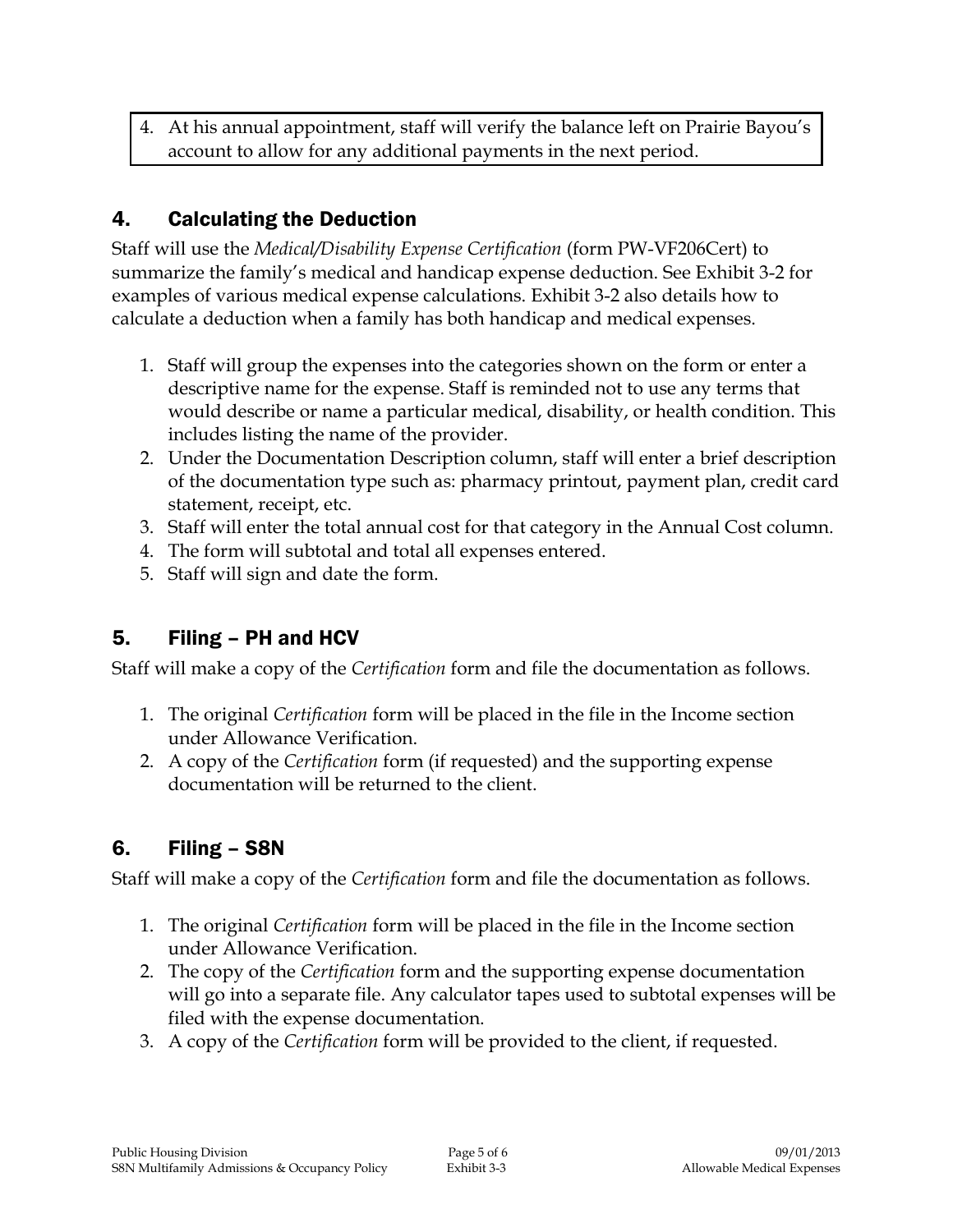4. At his annual appointment, staff will verify the balance left on Prairie Bayou's account to allow for any additional payments in the next period.

## 4. Calculating the Deduction

Staff will use the *Medical/Disability Expense Certification* (form PW-VF206Cert) to summarize the family's medical and handicap expense deduction. See Exhibit 3-2 for examples of various medical expense calculations. Exhibit 3-2 also details how to calculate a deduction when a family has both handicap and medical expenses.

1. Staff will group the expenses into the categories shown on the form or enter a descriptive name for the expense. Staff is reminded not to use any terms that would describe or name a particular medical, disability, or health condition. This includes listing the name of the provider.
2. Under the Documentation Description column, staff will enter a brief description of the documentation type such as: pharmacy printout, payment plan, credit card statement, receipt, etc.
3. Staff will enter the total annual cost for that category in the Annual Cost column.
4. The form will subtotal and total all expenses entered.
5. Staff will sign and date the form.

## 5. Filing – PH and HCV

Staff will make a copy of the *Certification* form and file the documentation as follows.

1. The original *Certification* form will be placed in the file in the Income section under Allowance Verification.
2. A copy of the *Certification* form (if requested) and the supporting expense documentation will be returned to the client.

## 6. Filing – S8N

Staff will make a copy of the *Certification* form and file the documentation as follows.

1. The original *Certification* form will be placed in the file in the Income section under Allowance Verification.
2. The copy of the *Certification* form and the supporting expense documentation will go into a separate file. Any calculator tapes used to subtotal expenses will be filed with the expense documentation.
3. A copy of the *Certification* form will be provided to the client, if requested.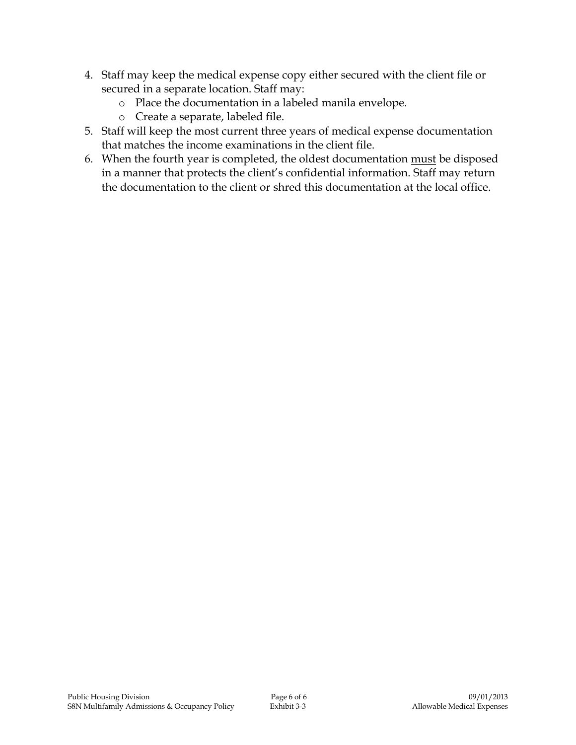4. Staff may keep the medical expense copy either secured with the client file or secured in a separate location. Staff may:
    - Place the documentation in a labeled manila envelope.
    - Create a separate, labeled file.
5. Staff will keep the most current three years of medical expense documentation that matches the income examinations in the client file.
6. When the fourth year is completed, the oldest documentation <u>must</u> be disposed in a manner that protects the client's confidential information. Staff may return the documentation to the client or shred this documentation at the local office.